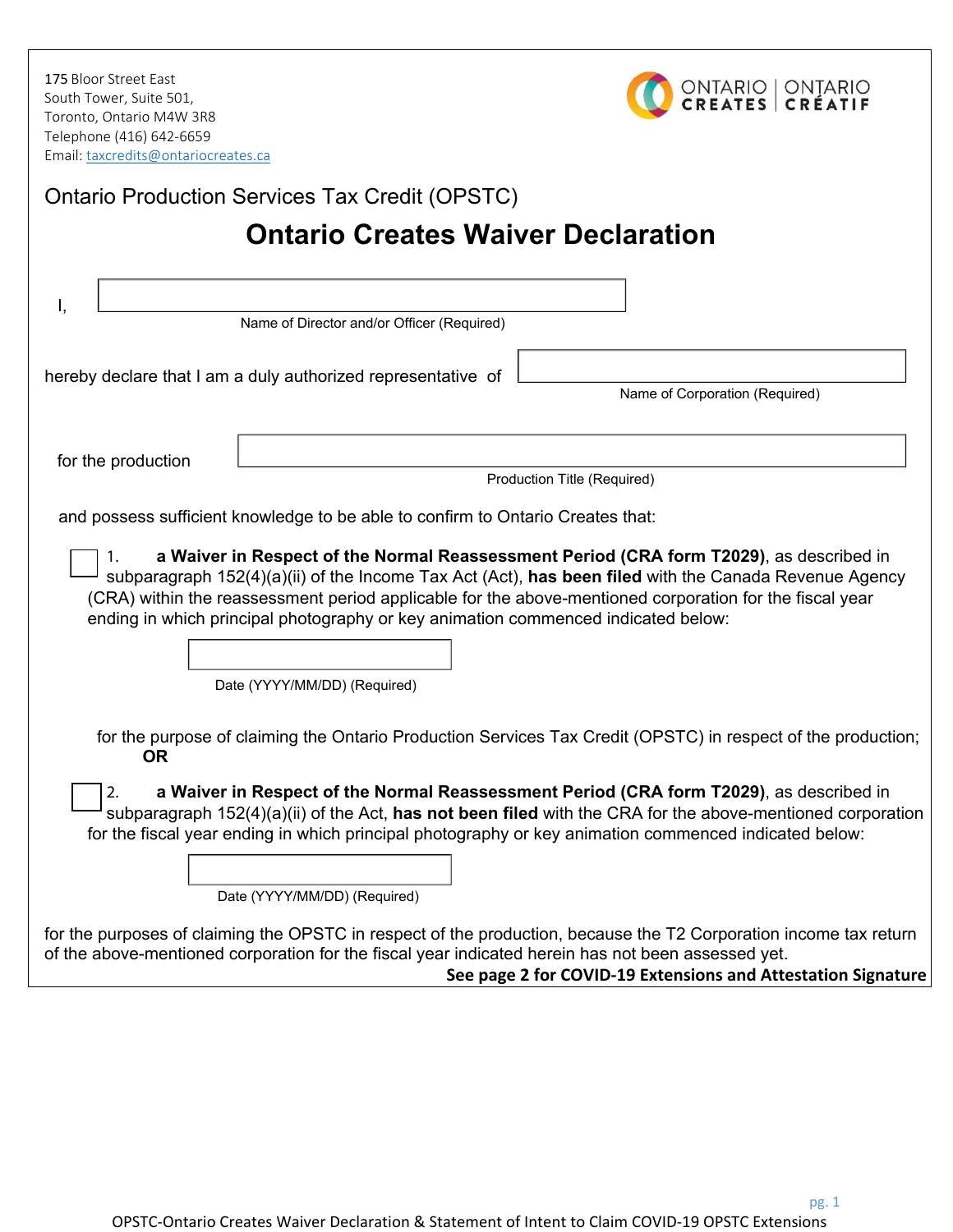175 Bloor Street East
South Tower, Suite 501,
Toronto, Ontario M4W 3R8
Telephone (416) 642-6659
Email: taxcredits@ontariocreates.ca

ONTARIO CREATES | ONTARIO CRÉATIF

## Ontario Production Services Tax Credit (OPSTC)

# Ontario Creates Waiver Declaration

I, ______________________________
Name of Director and/or Officer (Required)

hereby declare that I am a duly authorized representative of ______________________________
Name of Corporation (Required)

for the production ______________________________
Production Title (Required)

and possess sufficient knowledge to be able to confirm to Ontario Creates that:

☐ 1. **a Waiver in Respect of the Normal Reassessment Period (CRA form T2029)**, as described in subparagraph 152(4)(a)(ii) of the Income Tax Act (Act), **has been filed** with the Canada Revenue Agency (CRA) within the reassessment period applicable for the above-mentioned corporation for the fiscal year ending in which principal photography or key animation commenced indicated below:

______________________________
Date (YYYY/MM/DD) (Required)

for the purpose of claiming the Ontario Production Services Tax Credit (OPSTC) in respect of the production;
**OR**

☐ 2. **a Waiver in Respect of the Normal Reassessment Period (CRA form T2029)**, as described in subparagraph 152(4)(a)(ii) of the Act, **has not been filed** with the CRA for the above-mentioned corporation for the fiscal year ending in which principal photography or key animation commenced indicated below:

______________________________
Date (YYYY/MM/DD) (Required)

for the purposes of claiming the OPSTC in respect of the production, because the T2 Corporation income tax return of the above-mentioned corporation for the fiscal year indicated herein has not been assessed yet.

**See page 2 for COVID-19 Extensions and Attestation Signature**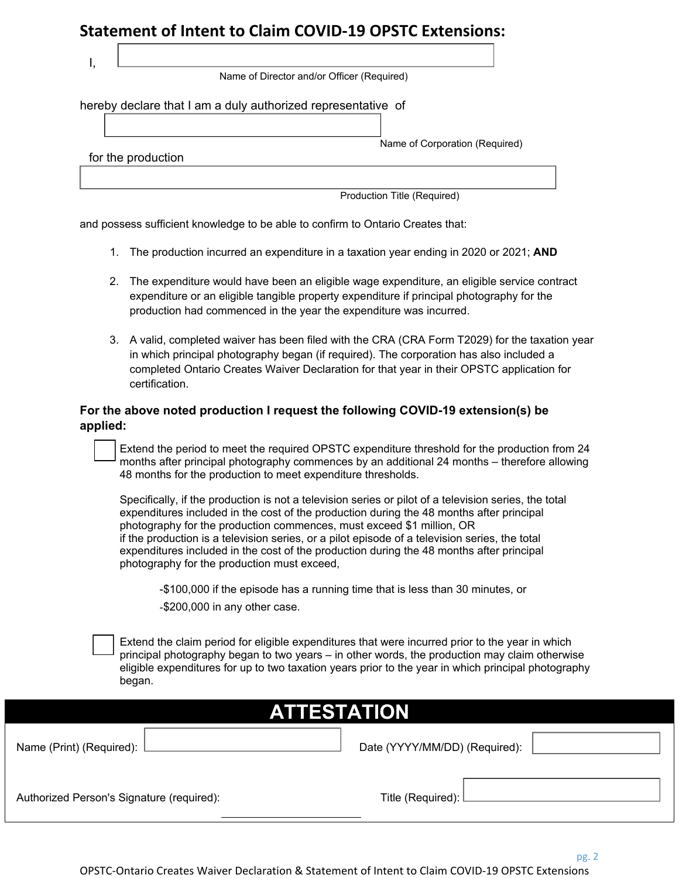## Statement of Intent to Claim COVID-19 OPSTC Extensions:

I, ______________________________
Name of Director and/or Officer (Required)

hereby declare that I am a duly authorized representative of

______________________________
Name of Corporation (Required)

for the production

______________________________
Production Title (Required)

and possess sufficient knowledge to be able to confirm to Ontario Creates that:

1. The production incurred an expenditure in a taxation year ending in 2020 or 2021; **AND**
2. The expenditure would have been an eligible wage expenditure, an eligible service contract expenditure or an eligible tangible property expenditure if principal photography for the production had commenced in the year the expenditure was incurred.
3. A valid, completed waiver has been filed with the CRA (CRA Form T2029) for the taxation year in which principal photography began (if required). The corporation has also included a completed Ontario Creates Waiver Declaration for that year in their OPSTC application for certification.

**For the above noted production I request the following COVID-19 extension(s) be applied:**

☐ Extend the period to meet the required OPSTC expenditure threshold for the production from 24 months after principal photography commences by an additional 24 months – therefore allowing 48 months for the production to meet expenditure thresholds.

Specifically, if the production is not a television series or pilot of a television series, the total expenditures included in the cost of the production during the 48 months after principal photography for the production commences, must exceed $1 million, OR
if the production is a television series, or a pilot episode of a television series, the total expenditures included in the cost of the production during the 48 months after principal photography for the production must exceed,

-$100,000 if the episode has a running time that is less than 30 minutes, or
-$200,000 in any other case.

☐ Extend the claim period for eligible expenditures that were incurred prior to the year in which principal photography began to two years – in other words, the production may claim otherwise eligible expenditures for up to two taxation years prior to the year in which principal photography began.

## ATTESTATION

| | |
|---|---|
| Name (Print) (Required): | Date (YYYY/MM/DD) (Required): |
| Authorized Person's Signature (required): | Title (Required): |